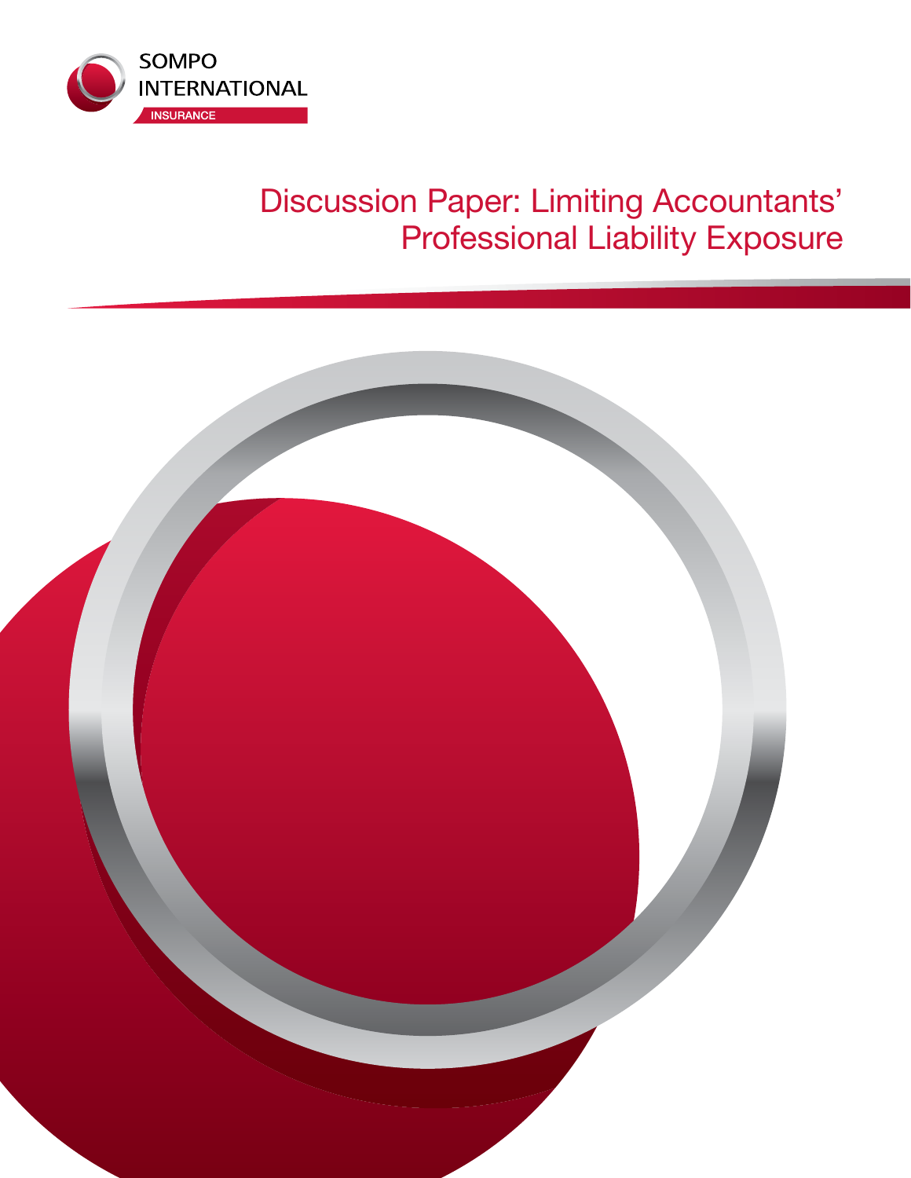SOMPO INTERNATIONAL

INSURANCE

# Discussion Paper: Limiting Accountants' Professional Liability Exposure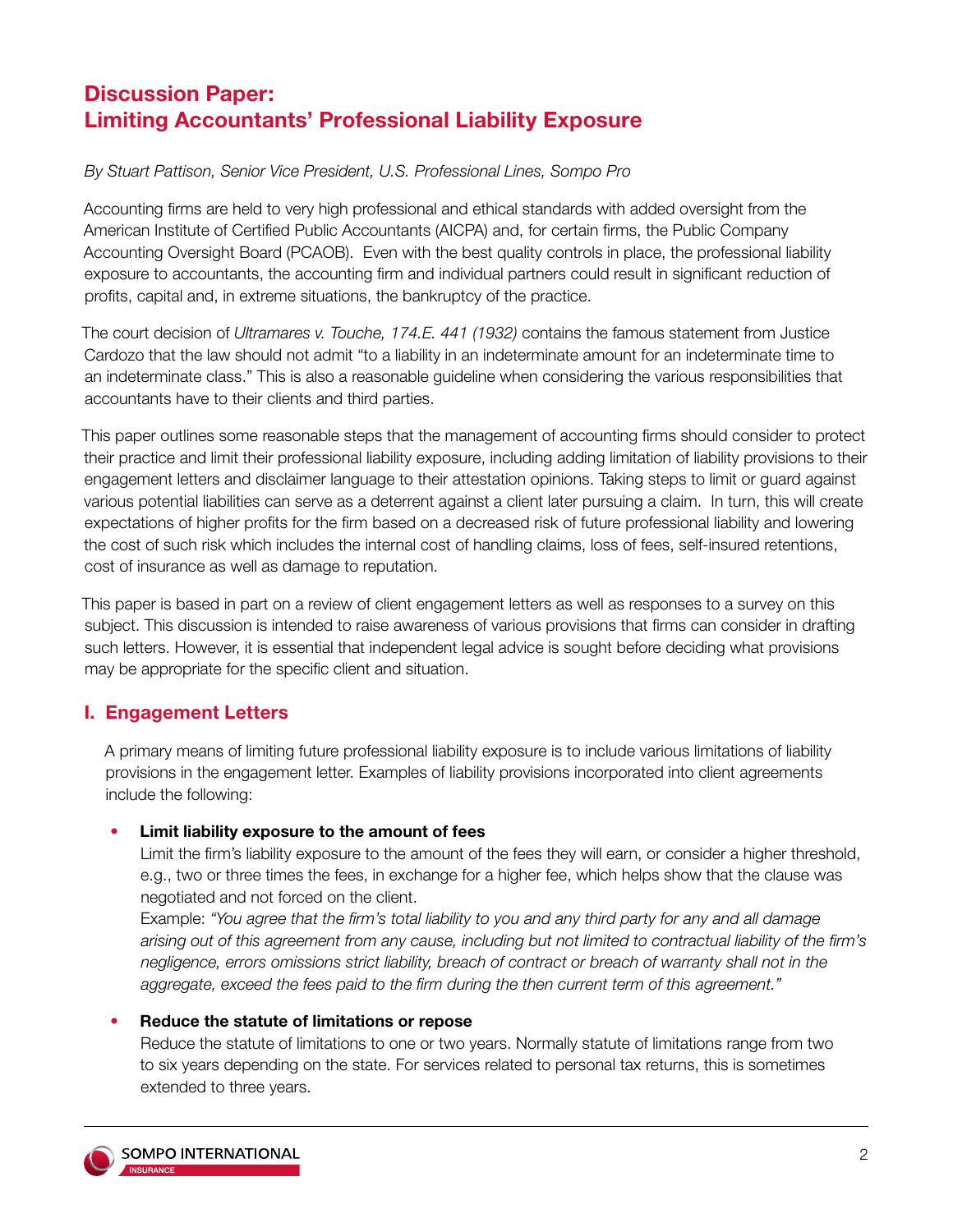## Discussion Paper: Limiting Accountants' Professional Liability Exposure

*By Stuart Pattison, Senior Vice President, U.S. Professional Lines, Sompo Pro*

Accounting firms are held to very high professional and ethical standards with added oversight from the American Institute of Certified Public Accountants (AICPA) and, for certain firms, the Public Company Accounting Oversight Board (PCAOB). Even with the best quality controls in place, the professional liability exposure to accountants, the accounting firm and individual partners could result in significant reduction of profits, capital and, in extreme situations, the bankruptcy of the practice.

The court decision of *Ultramares v. Touche, 174.E. 441 (1932)* contains the famous statement from Justice Cardozo that the law should not admit "to a liability in an indeterminate amount for an indeterminate time to an indeterminate class." This is also a reasonable guideline when considering the various responsibilities that accountants have to their clients and third parties.

This paper outlines some reasonable steps that the management of accounting firms should consider to protect their practice and limit their professional liability exposure, including adding limitation of liability provisions to their engagement letters and disclaimer language to their attestation opinions. Taking steps to limit or guard against various potential liabilities can serve as a deterrent against a client later pursuing a claim. In turn, this will create expectations of higher profits for the firm based on a decreased risk of future professional liability and lowering the cost of such risk which includes the internal cost of handling claims, loss of fees, self-insured retentions, cost of insurance as well as damage to reputation.

This paper is based in part on a review of client engagement letters as well as responses to a survey on this subject. This discussion is intended to raise awareness of various provisions that firms can consider in drafting such letters. However, it is essential that independent legal advice is sought before deciding what provisions may be appropriate for the specific client and situation.

### I. Engagement Letters

A primary means of limiting future professional liability exposure is to include various limitations of liability provisions in the engagement letter. Examples of liability provisions incorporated into client agreements include the following:

- **Limit liability exposure to the amount of fees**
  Limit the firm's liability exposure to the amount of the fees they will earn, or consider a higher threshold, e.g., two or three times the fees, in exchange for a higher fee, which helps show that the clause was negotiated and not forced on the client.
  Example: *"You agree that the firm's total liability to you and any third party for any and all damage arising out of this agreement from any cause, including but not limited to contractual liability of the firm's negligence, errors omissions strict liability, breach of contract or breach of warranty shall not in the aggregate, exceed the fees paid to the firm during the then current term of this agreement."*

- **Reduce the statute of limitations or repose**
  Reduce the statute of limitations to one or two years. Normally statute of limitations range from two to six years depending on the state. For services related to personal tax returns, this is sometimes extended to three years.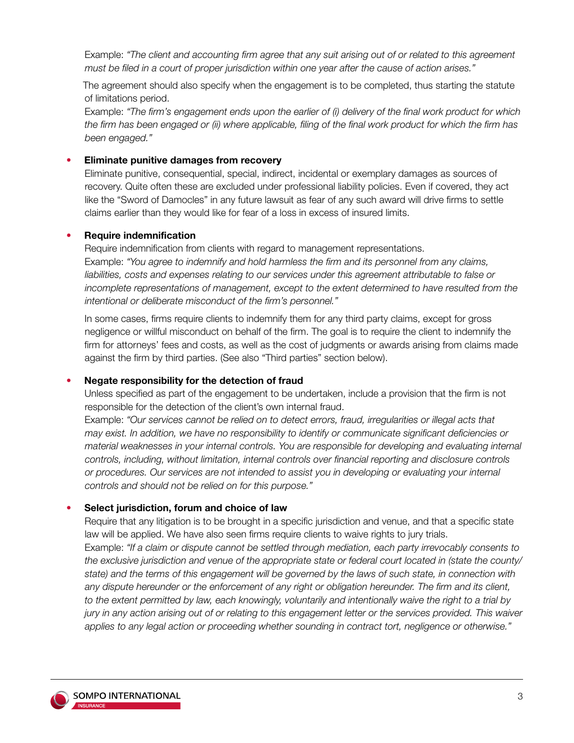Example: *"The client and accounting firm agree that any suit arising out of or related to this agreement must be filed in a court of proper jurisdiction within one year after the cause of action arises."*

The agreement should also specify when the engagement is to be completed, thus starting the statute of limitations period.

Example: *"The firm's engagement ends upon the earlier of (i) delivery of the final work product for which the firm has been engaged or (ii) where applicable, filing of the final work product for which the firm has been engaged."*

- **Eliminate punitive damages from recovery**

  Eliminate punitive, consequential, special, indirect, incidental or exemplary damages as sources of recovery. Quite often these are excluded under professional liability policies. Even if covered, they act like the "Sword of Damocles" in any future lawsuit as fear of any such award will drive firms to settle claims earlier than they would like for fear of a loss in excess of insured limits.

- **Require indemnification**

  Require indemnification from clients with regard to management representations.

  Example: *"You agree to indemnify and hold harmless the firm and its personnel from any claims, liabilities, costs and expenses relating to our services under this agreement attributable to false or incomplete representations of management, except to the extent determined to have resulted from the intentional or deliberate misconduct of the firm's personnel."*

  In some cases, firms require clients to indemnify them for any third party claims, except for gross negligence or willful misconduct on behalf of the firm. The goal is to require the client to indemnify the firm for attorneys' fees and costs, as well as the cost of judgments or awards arising from claims made against the firm by third parties. (See also "Third parties" section below).

- **Negate responsibility for the detection of fraud**

  Unless specified as part of the engagement to be undertaken, include a provision that the firm is not responsible for the detection of the client's own internal fraud.

  Example: *"Our services cannot be relied on to detect errors, fraud, irregularities or illegal acts that may exist. In addition, we have no responsibility to identify or communicate significant deficiencies or material weaknesses in your internal controls. You are responsible for developing and evaluating internal controls, including, without limitation, internal controls over financial reporting and disclosure controls or procedures. Our services are not intended to assist you in developing or evaluating your internal controls and should not be relied on for this purpose."*

- **Select jurisdiction, forum and choice of law**

  Require that any litigation is to be brought in a specific jurisdiction and venue, and that a specific state law will be applied. We have also seen firms require clients to waive rights to jury trials.

  Example: *"If a claim or dispute cannot be settled through mediation, each party irrevocably consents to the exclusive jurisdiction and venue of the appropriate state or federal court located in (state the county/state) and the terms of this engagement will be governed by the laws of such state, in connection with any dispute hereunder or the enforcement of any right or obligation hereunder. The firm and its client, to the extent permitted by law, each knowingly, voluntarily and intentionally waive the right to a trial by jury in any action arising out of or relating to this engagement letter or the services provided. This waiver applies to any legal action or proceeding whether sounding in contract tort, negligence or otherwise."*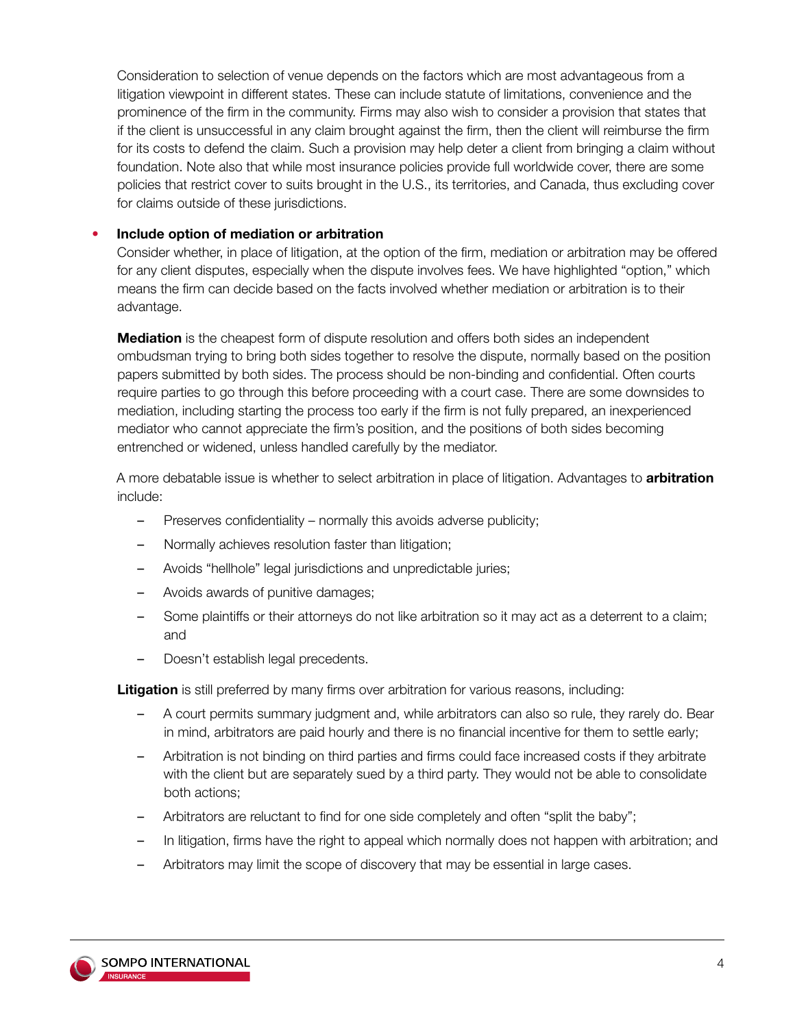Consideration to selection of venue depends on the factors which are most advantageous from a litigation viewpoint in different states. These can include statute of limitations, convenience and the prominence of the firm in the community. Firms may also wish to consider a provision that states that if the client is unsuccessful in any claim brought against the firm, then the client will reimburse the firm for its costs to defend the claim. Such a provision may help deter a client from bringing a claim without foundation. Note also that while most insurance policies provide full worldwide cover, there are some policies that restrict cover to suits brought in the U.S., its territories, and Canada, thus excluding cover for claims outside of these jurisdictions.

- **Include option of mediation or arbitration**

  Consider whether, in place of litigation, at the option of the firm, mediation or arbitration may be offered for any client disputes, especially when the dispute involves fees. We have highlighted "option," which means the firm can decide based on the facts involved whether mediation or arbitration is to their advantage.

  **Mediation** is the cheapest form of dispute resolution and offers both sides an independent ombudsman trying to bring both sides together to resolve the dispute, normally based on the position papers submitted by both sides. The process should be non-binding and confidential. Often courts require parties to go through this before proceeding with a court case. There are some downsides to mediation, including starting the process too early if the firm is not fully prepared, an inexperienced mediator who cannot appreciate the firm's position, and the positions of both sides becoming entrenched or widened, unless handled carefully by the mediator.

  A more debatable issue is whether to select arbitration in place of litigation. Advantages to **arbitration** include:

  - Preserves confidentiality – normally this avoids adverse publicity;
  - Normally achieves resolution faster than litigation;
  - Avoids "hellhole" legal jurisdictions and unpredictable juries;
  - Avoids awards of punitive damages;
  - Some plaintiffs or their attorneys do not like arbitration so it may act as a deterrent to a claim; and
  - Doesn't establish legal precedents.

  **Litigation** is still preferred by many firms over arbitration for various reasons, including:

  - A court permits summary judgment and, while arbitrators can also so rule, they rarely do. Bear in mind, arbitrators are paid hourly and there is no financial incentive for them to settle early;
  - Arbitration is not binding on third parties and firms could face increased costs if they arbitrate with the client but are separately sued by a third party. They would not be able to consolidate both actions;
  - Arbitrators are reluctant to find for one side completely and often "split the baby";
  - In litigation, firms have the right to appeal which normally does not happen with arbitration; and
  - Arbitrators may limit the scope of discovery that may be essential in large cases.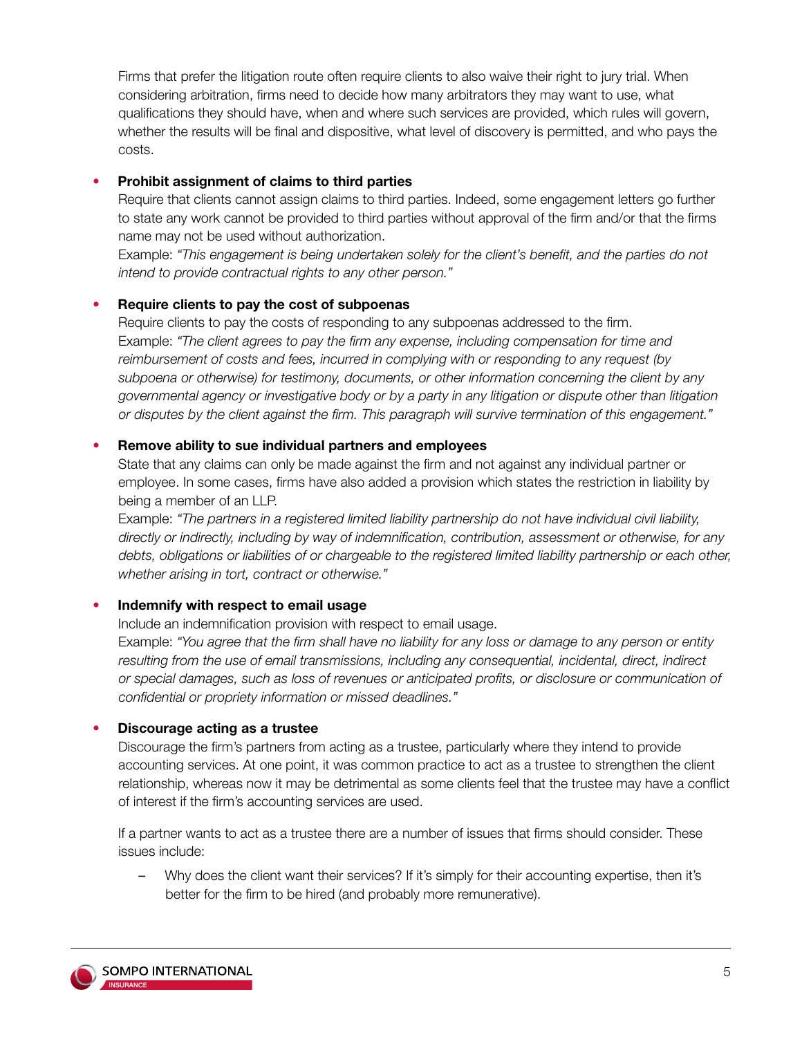Firms that prefer the litigation route often require clients to also waive their right to jury trial. When considering arbitration, firms need to decide how many arbitrators they may want to use, what qualifications they should have, when and where such services are provided, which rules will govern, whether the results will be final and dispositive, what level of discovery is permitted, and who pays the costs.

- **Prohibit assignment of claims to third parties**
  Require that clients cannot assign claims to third parties. Indeed, some engagement letters go further to state any work cannot be provided to third parties without approval of the firm and/or that the firms name may not be used without authorization.
  Example: *"This engagement is being undertaken solely for the client's benefit, and the parties do not intend to provide contractual rights to any other person."*

- **Require clients to pay the cost of subpoenas**
  Require clients to pay the costs of responding to any subpoenas addressed to the firm.
  Example: *"The client agrees to pay the firm any expense, including compensation for time and reimbursement of costs and fees, incurred in complying with or responding to any request (by subpoena or otherwise) for testimony, documents, or other information concerning the client by any governmental agency or investigative body or by a party in any litigation or dispute other than litigation or disputes by the client against the firm. This paragraph will survive termination of this engagement."*

- **Remove ability to sue individual partners and employees**
  State that any claims can only be made against the firm and not against any individual partner or employee. In some cases, firms have also added a provision which states the restriction in liability by being a member of an LLP.
  Example: *"The partners in a registered limited liability partnership do not have individual civil liability, directly or indirectly, including by way of indemnification, contribution, assessment or otherwise, for any debts, obligations or liabilities of or chargeable to the registered limited liability partnership or each other, whether arising in tort, contract or otherwise."*

- **Indemnify with respect to email usage**
  Include an indemnification provision with respect to email usage.
  Example: *"You agree that the firm shall have no liability for any loss or damage to any person or entity resulting from the use of email transmissions, including any consequential, incidental, direct, indirect or special damages, such as loss of revenues or anticipated profits, or disclosure or communication of confidential or propriety information or missed deadlines."*

- **Discourage acting as a trustee**
  Discourage the firm's partners from acting as a trustee, particularly where they intend to provide accounting services. At one point, it was common practice to act as a trustee to strengthen the client relationship, whereas now it may be detrimental as some clients feel that the trustee may have a conflict of interest if the firm's accounting services are used.

  If a partner wants to act as a trustee there are a number of issues that firms should consider. These issues include:

  - Why does the client want their services? If it's simply for their accounting expertise, then it's better for the firm to be hired (and probably more remunerative).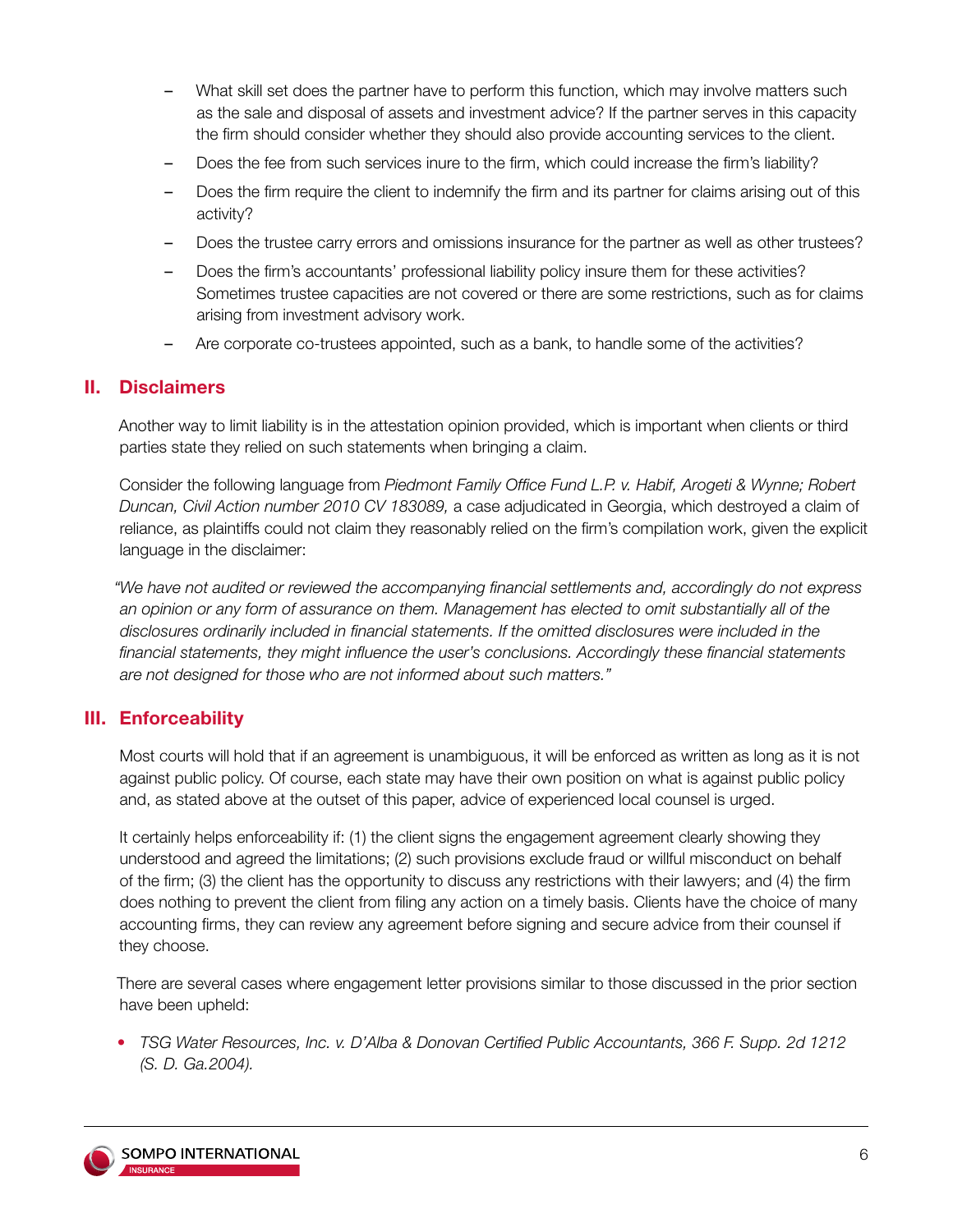- What skill set does the partner have to perform this function, which may involve matters such as the sale and disposal of assets and investment advice? If the partner serves in this capacity the firm should consider whether they should also provide accounting services to the client.
- Does the fee from such services inure to the firm, which could increase the firm's liability?
- Does the firm require the client to indemnify the firm and its partner for claims arising out of this activity?
- Does the trustee carry errors and omissions insurance for the partner as well as other trustees?
- Does the firm's accountants' professional liability policy insure them for these activities? Sometimes trustee capacities are not covered or there are some restrictions, such as for claims arising from investment advisory work.
- Are corporate co-trustees appointed, such as a bank, to handle some of the activities?

## II. Disclaimers

Another way to limit liability is in the attestation opinion provided, which is important when clients or third parties state they relied on such statements when bringing a claim.

Consider the following language from *Piedmont Family Office Fund L.P. v. Habif, Arogeti & Wynne; Robert Duncan, Civil Action number 2010 CV 183089,* a case adjudicated in Georgia, which destroyed a claim of reliance, as plaintiffs could not claim they reasonably relied on the firm's compilation work, given the explicit language in the disclaimer:

*"We have not audited or reviewed the accompanying financial settlements and, accordingly do not express an opinion or any form of assurance on them. Management has elected to omit substantially all of the disclosures ordinarily included in financial statements. If the omitted disclosures were included in the financial statements, they might influence the user's conclusions. Accordingly these financial statements are not designed for those who are not informed about such matters."*

## III. Enforceability

Most courts will hold that if an agreement is unambiguous, it will be enforced as written as long as it is not against public policy. Of course, each state may have their own position on what is against public policy and, as stated above at the outset of this paper, advice of experienced local counsel is urged.

It certainly helps enforceability if: (1) the client signs the engagement agreement clearly showing they understood and agreed the limitations; (2) such provisions exclude fraud or willful misconduct on behalf of the firm; (3) the client has the opportunity to discuss any restrictions with their lawyers; and (4) the firm does nothing to prevent the client from filing any action on a timely basis. Clients have the choice of many accounting firms, they can review any agreement before signing and secure advice from their counsel if they choose.

There are several cases where engagement letter provisions similar to those discussed in the prior section have been upheld:

- *TSG Water Resources, Inc. v. D'Alba & Donovan Certified Public Accountants, 366 F. Supp. 2d 1212 (S. D. Ga.2004).*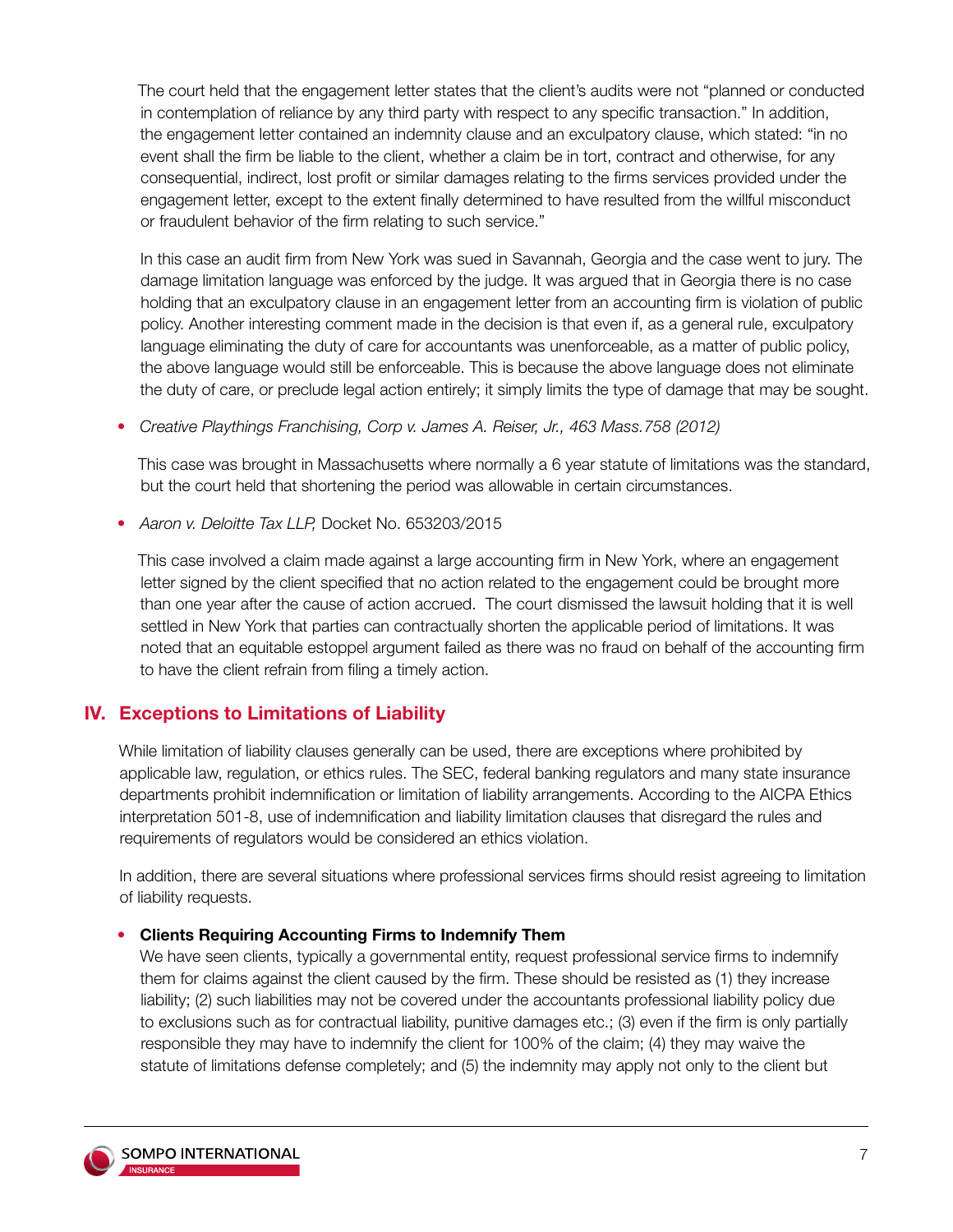The court held that the engagement letter states that the client's audits were not "planned or conducted in contemplation of reliance by any third party with respect to any specific transaction." In addition, the engagement letter contained an indemnity clause and an exculpatory clause, which stated: "in no event shall the firm be liable to the client, whether a claim be in tort, contract and otherwise, for any consequential, indirect, lost profit or similar damages relating to the firms services provided under the engagement letter, except to the extent finally determined to have resulted from the willful misconduct or fraudulent behavior of the firm relating to such service."

In this case an audit firm from New York was sued in Savannah, Georgia and the case went to jury. The damage limitation language was enforced by the judge. It was argued that in Georgia there is no case holding that an exculpatory clause in an engagement letter from an accounting firm is violation of public policy. Another interesting comment made in the decision is that even if, as a general rule, exculpatory language eliminating the duty of care for accountants was unenforceable, as a matter of public policy, the above language would still be enforceable. This is because the above language does not eliminate the duty of care, or preclude legal action entirely; it simply limits the type of damage that may be sought.

- *Creative Playthings Franchising, Corp v. James A. Reiser, Jr., 463 Mass.758 (2012)*

  This case was brought in Massachusetts where normally a 6 year statute of limitations was the standard, but the court held that shortening the period was allowable in certain circumstances.

- *Aaron v. Deloitte Tax LLP,* Docket No. 653203/2015

  This case involved a claim made against a large accounting firm in New York, where an engagement letter signed by the client specified that no action related to the engagement could be brought more than one year after the cause of action accrued. The court dismissed the lawsuit holding that it is well settled in New York that parties can contractually shorten the applicable period of limitations. It was noted that an equitable estoppel argument failed as there was no fraud on behalf of the accounting firm to have the client refrain from filing a timely action.

## IV. Exceptions to Limitations of Liability

While limitation of liability clauses generally can be used, there are exceptions where prohibited by applicable law, regulation, or ethics rules. The SEC, federal banking regulators and many state insurance departments prohibit indemnification or limitation of liability arrangements. According to the AICPA Ethics interpretation 501-8, use of indemnification and liability limitation clauses that disregard the rules and requirements of regulators would be considered an ethics violation.

In addition, there are several situations where professional services firms should resist agreeing to limitation of liability requests.

- **Clients Requiring Accounting Firms to Indemnify Them**
  We have seen clients, typically a governmental entity, request professional service firms to indemnify them for claims against the client caused by the firm. These should be resisted as (1) they increase liability; (2) such liabilities may not be covered under the accountants professional liability policy due to exclusions such as for contractual liability, punitive damages etc.; (3) even if the firm is only partially responsible they may have to indemnify the client for 100% of the claim; (4) they may waive the statute of limitations defense completely; and (5) the indemnity may apply not only to the client but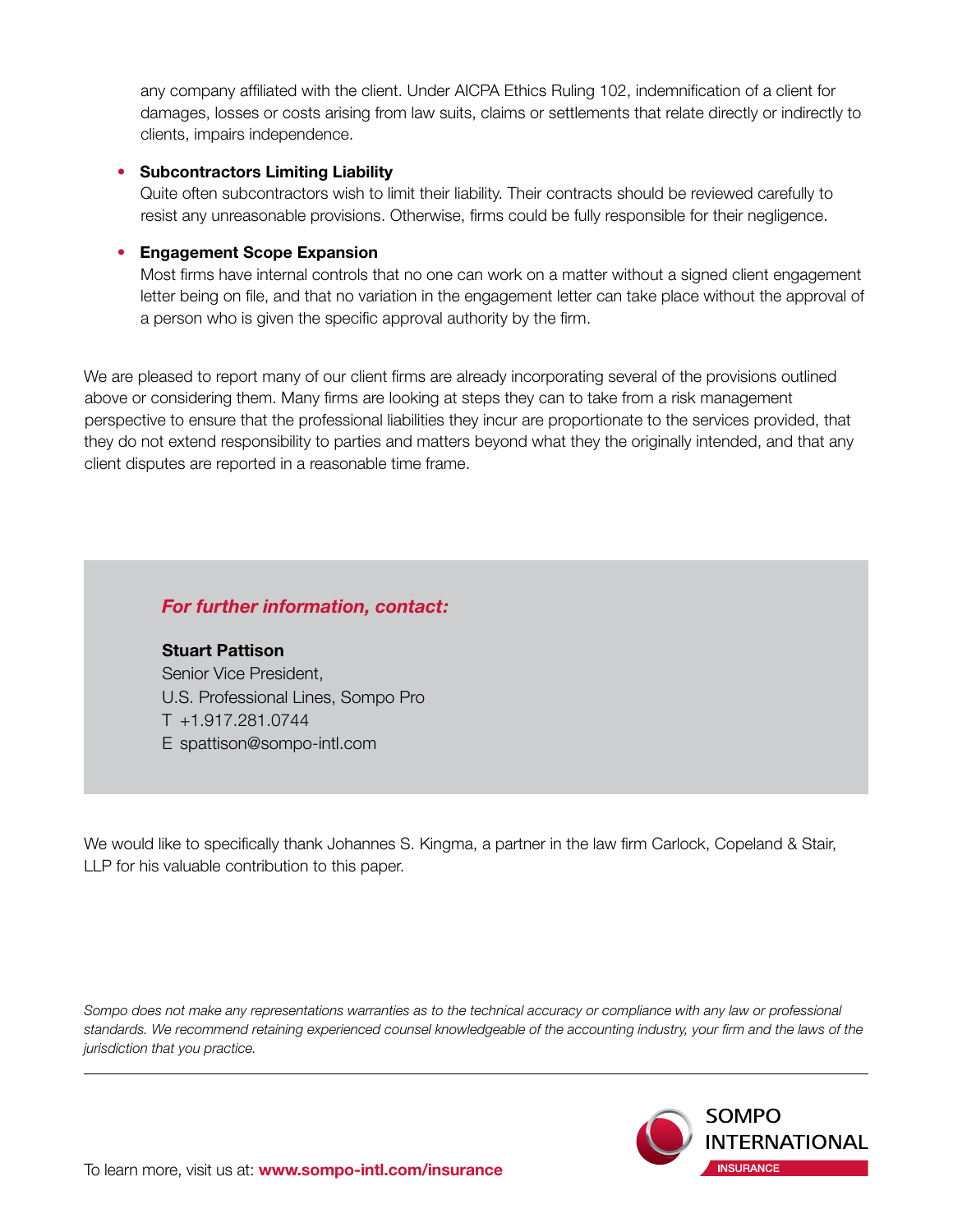any company affiliated with the client. Under AICPA Ethics Ruling 102, indemnification of a client for damages, losses or costs arising from law suits, claims or settlements that relate directly or indirectly to clients, impairs independence.

- **Subcontractors Limiting Liability**
  Quite often subcontractors wish to limit their liability. Their contracts should be reviewed carefully to resist any unreasonable provisions. Otherwise, firms could be fully responsible for their negligence.

- **Engagement Scope Expansion**
  Most firms have internal controls that no one can work on a matter without a signed client engagement letter being on file, and that no variation in the engagement letter can take place without the approval of a person who is given the specific approval authority by the firm.

We are pleased to report many of our client firms are already incorporating several of the provisions outlined above or considering them. Many firms are looking at steps they can to take from a risk management perspective to ensure that the professional liabilities they incur are proportionate to the services provided, that they do not extend responsibility to parties and matters beyond what they the originally intended, and that any client disputes are reported in a reasonable time frame.

***For further information, contact:***

**Stuart Pattison**
Senior Vice President,
U.S. Professional Lines, Sompo Pro
T +1.917.281.0744
E spattison@sompo-intl.com

We would like to specifically thank Johannes S. Kingma, a partner in the law firm Carlock, Copeland & Stair, LLP for his valuable contribution to this paper.

*Sompo does not make any representations warranties as to the technical accuracy or compliance with any law or professional standards. We recommend retaining experienced counsel knowledgeable of the accounting industry, your firm and the laws of the jurisdiction that you practice.*

---

To learn more, visit us at: **www.sompo-intl.com/insurance**

SOMPO INTERNATIONAL
INSURANCE